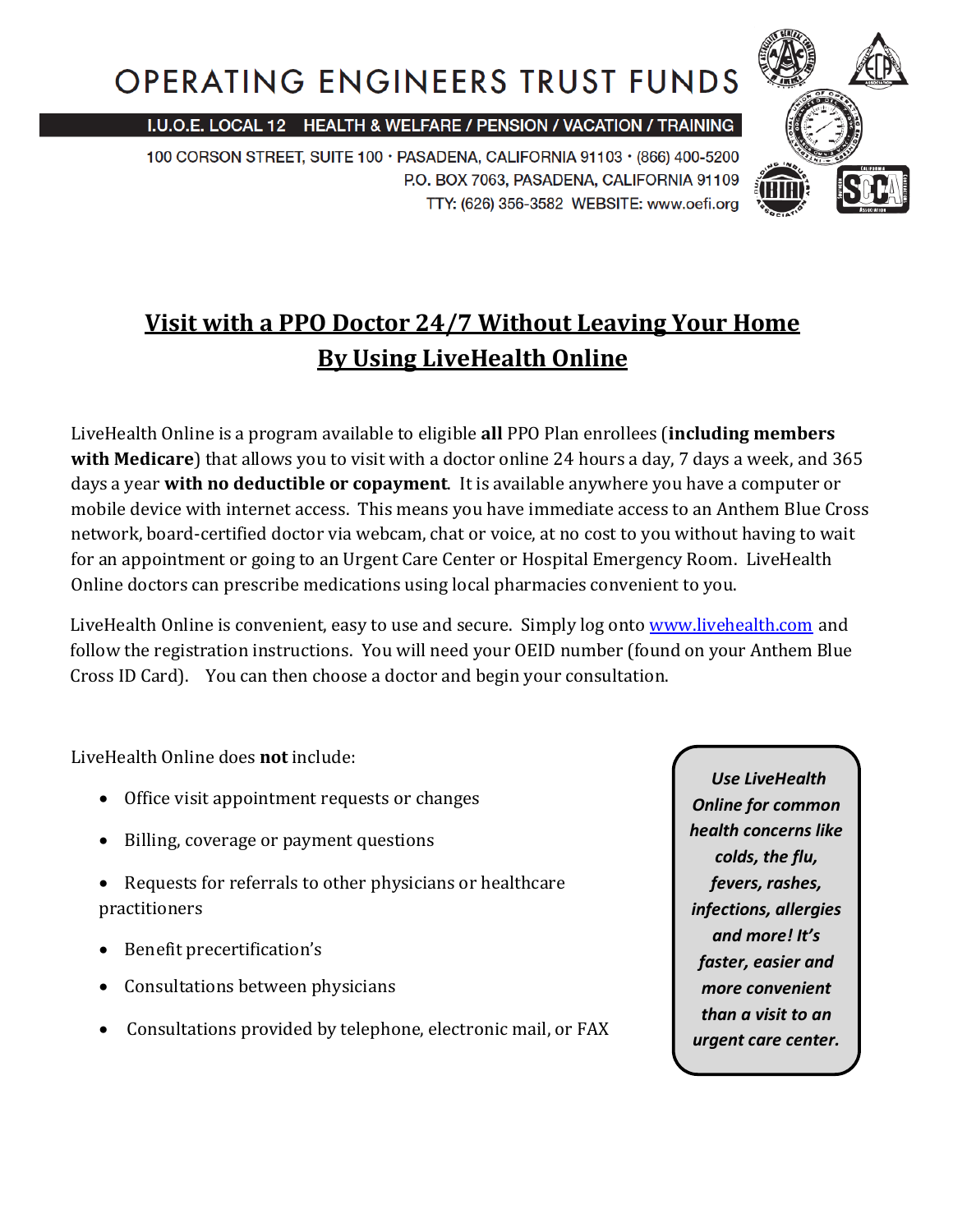# OPERATING ENGINEERS TRUST FUNDS

I.U.O.E. LOCAL 12 HEALTH & WELFARE / PENSION / VACATION / TRAINING

100 CORSON STREET, SUITE 100 · PASADENA, CALIFORNIA 91103 · (866) 400-5200
P.O. BOX 7063, PASADENA, CALIFORNIA 91109
TTY: (626) 356-3582 WEBSITE: www.oefi.org

## Visit with a PPO Doctor 24/7 Without Leaving Your Home By Using LiveHealth Online

LiveHealth Online is a program available to eligible **all** PPO Plan enrollees (**including members with Medicare**) that allows you to visit with a doctor online 24 hours a day, 7 days a week, and 365 days a year **with no deductible or copayment**. It is available anywhere you have a computer or mobile device with internet access. This means you have immediate access to an Anthem Blue Cross network, board-certified doctor via webcam, chat or voice, at no cost to you without having to wait for an appointment or going to an Urgent Care Center or Hospital Emergency Room. LiveHealth Online doctors can prescribe medications using local pharmacies convenient to you.

LiveHealth Online is convenient, easy to use and secure. Simply log onto [www.livehealth.com](www.livehealth.com) and follow the registration instructions. You will need your OEID number (found on your Anthem Blue Cross ID Card). You can then choose a doctor and begin your consultation.

LiveHealth Online does **not** include:

- Office visit appointment requests or changes
- Billing, coverage or payment questions
- Requests for referrals to other physicians or healthcare practitioners
- Benefit precertification's
- Consultations between physicians
- Consultations provided by telephone, electronic mail, or FAX

***Use LiveHealth Online for common health concerns like colds, the flu, fevers, rashes, infections, allergies and more! It's faster, easier and more convenient than a visit to an urgent care center.***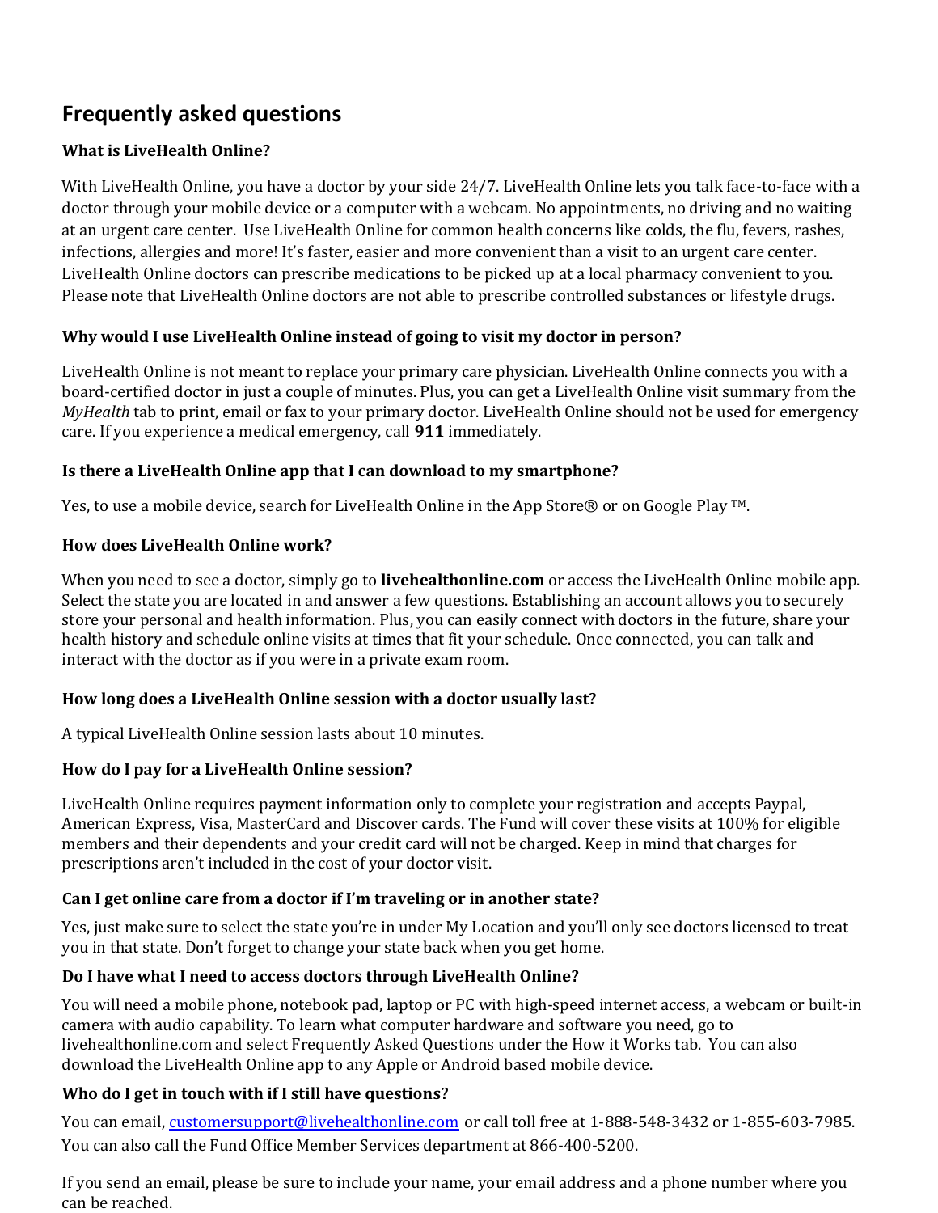# Frequently asked questions

**What is LiveHealth Online?**

With LiveHealth Online, you have a doctor by your side 24/7. LiveHealth Online lets you talk face-to-face with a doctor through your mobile device or a computer with a webcam. No appointments, no driving and no waiting at an urgent care center. Use LiveHealth Online for common health concerns like colds, the flu, fevers, rashes, infections, allergies and more! It's faster, easier and more convenient than a visit to an urgent care center. LiveHealth Online doctors can prescribe medications to be picked up at a local pharmacy convenient to you. Please note that LiveHealth Online doctors are not able to prescribe controlled substances or lifestyle drugs.

**Why would I use LiveHealth Online instead of going to visit my doctor in person?**

LiveHealth Online is not meant to replace your primary care physician. LiveHealth Online connects you with a board-certified doctor in just a couple of minutes. Plus, you can get a LiveHealth Online visit summary from the *MyHealth* tab to print, email or fax to your primary doctor. LiveHealth Online should not be used for emergency care. If you experience a medical emergency, call **911** immediately.

**Is there a LiveHealth Online app that I can download to my smartphone?**

Yes, to use a mobile device, search for LiveHealth Online in the App Store® or on Google Play ™.

**How does LiveHealth Online work?**

When you need to see a doctor, simply go to **livehealthonline.com** or access the LiveHealth Online mobile app. Select the state you are located in and answer a few questions. Establishing an account allows you to securely store your personal and health information. Plus, you can easily connect with doctors in the future, share your health history and schedule online visits at times that fit your schedule. Once connected, you can talk and interact with the doctor as if you were in a private exam room.

**How long does a LiveHealth Online session with a doctor usually last?**

A typical LiveHealth Online session lasts about 10 minutes.

**How do I pay for a LiveHealth Online session?**

LiveHealth Online requires payment information only to complete your registration and accepts Paypal, American Express, Visa, MasterCard and Discover cards. The Fund will cover these visits at 100% for eligible members and their dependents and your credit card will not be charged. Keep in mind that charges for prescriptions aren't included in the cost of your doctor visit.

**Can I get online care from a doctor if I'm traveling or in another state?**

Yes, just make sure to select the state you're in under My Location and you'll only see doctors licensed to treat you in that state. Don't forget to change your state back when you get home.

**Do I have what I need to access doctors through LiveHealth Online?**

You will need a mobile phone, notebook pad, laptop or PC with high-speed internet access, a webcam or built-in camera with audio capability. To learn what computer hardware and software you need, go to livehealthonline.com and select Frequently Asked Questions under the How it Works tab. You can also download the LiveHealth Online app to any Apple or Android based mobile device.

**Who do I get in touch with if I still have questions?**

You can email, customersupport@livehealthonline.com or call toll free at 1-888-548-3432 or 1-855-603-7985. You can also call the Fund Office Member Services department at 866-400-5200.

If you send an email, please be sure to include your name, your email address and a phone number where you can be reached.